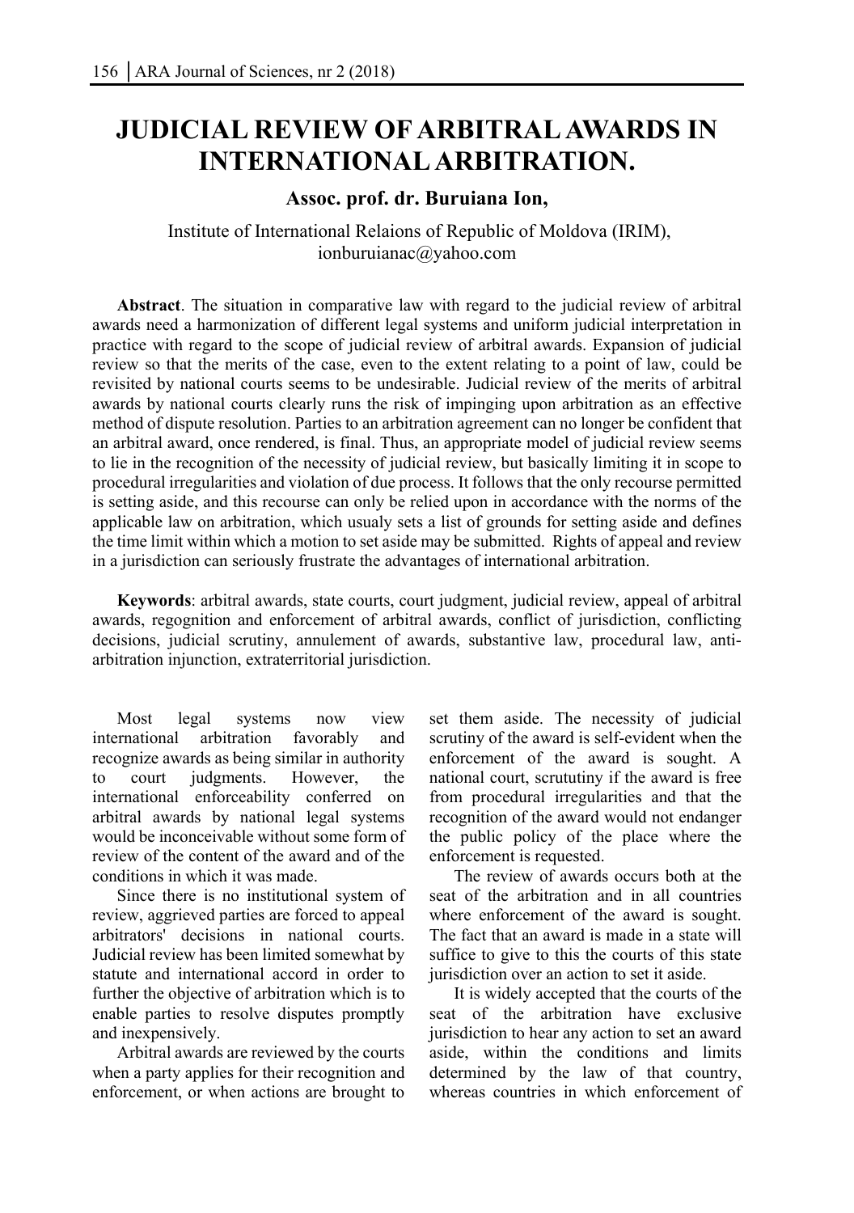# JUDICIAL REVIEW OF ARBITRAL AWARDS IN INTERNATIONAL ARBITRATION.

**Assoc. prof. dr. Buruiana Ion,**

Institute of International Relaions of Republic of Moldova (IRIM),
ionburuianac@yahoo.com

**Abstract**. The situation in comparative law with regard to the judicial review of arbitral awards need a harmonization of different legal systems and uniform judicial interpretation in practice with regard to the scope of judicial review of arbitral awards. Expansion of judicial review so that the merits of the case, even to the extent relating to a point of law, could be revisited by national courts seems to be undesirable. Judicial review of the merits of arbitral awards by national courts clearly runs the risk of impinging upon arbitration as an effective method of dispute resolution. Parties to an arbitration agreement can no longer be confident that an arbitral award, once rendered, is final. Thus, an appropriate model of judicial review seems to lie in the recognition of the necessity of judicial review, but basically limiting it in scope to procedural irregularities and violation of due process. It follows that the only recourse permitted is setting aside, and this recourse can only be relied upon in accordance with the norms of the applicable law on arbitration, which usualy sets a list of grounds for setting aside and defines the time limit within which a motion to set aside may be submitted. Rights of appeal and review in a jurisdiction can seriously frustrate the advantages of international arbitration.

**Keywords**: arbitral awards, state courts, court judgment, judicial review, appeal of arbitral awards, regognition and enforcement of arbitral awards, conflict of jurisdiction, conflicting decisions, judicial scrutiny, annulement of awards, substantive law, procedural law, anti-arbitration injunction, extraterritorial jurisdiction.

Most legal systems now view international arbitration favorably and recognize awards as being similar in authority to court judgments. However, the international enforceability conferred on arbitral awards by national legal systems would be inconceivable without some form of review of the content of the award and of the conditions in which it was made.

Since there is no institutional system of review, aggrieved parties are forced to appeal arbitrators' decisions in national courts. Judicial review has been limited somewhat by statute and international accord in order to further the objective of arbitration which is to enable parties to resolve disputes promptly and inexpensively.

Arbitral awards are reviewed by the courts when a party applies for their recognition and enforcement, or when actions are brought to set them aside. The necessity of judicial scrutiny of the award is self-evident when the enforcement of the award is sought. A national court, scrututiny if the award is free from procedural irregularities and that the recognition of the award would not endanger the public policy of the place where the enforcement is requested.

The review of awards occurs both at the seat of the arbitration and in all countries where enforcement of the award is sought. The fact that an award is made in a state will suffice to give to this the courts of this state jurisdiction over an action to set it aside.

It is widely accepted that the courts of the seat of the arbitration have exclusive jurisdiction to hear any action to set an award aside, within the conditions and limits determined by the law of that country, whereas countries in which enforcement of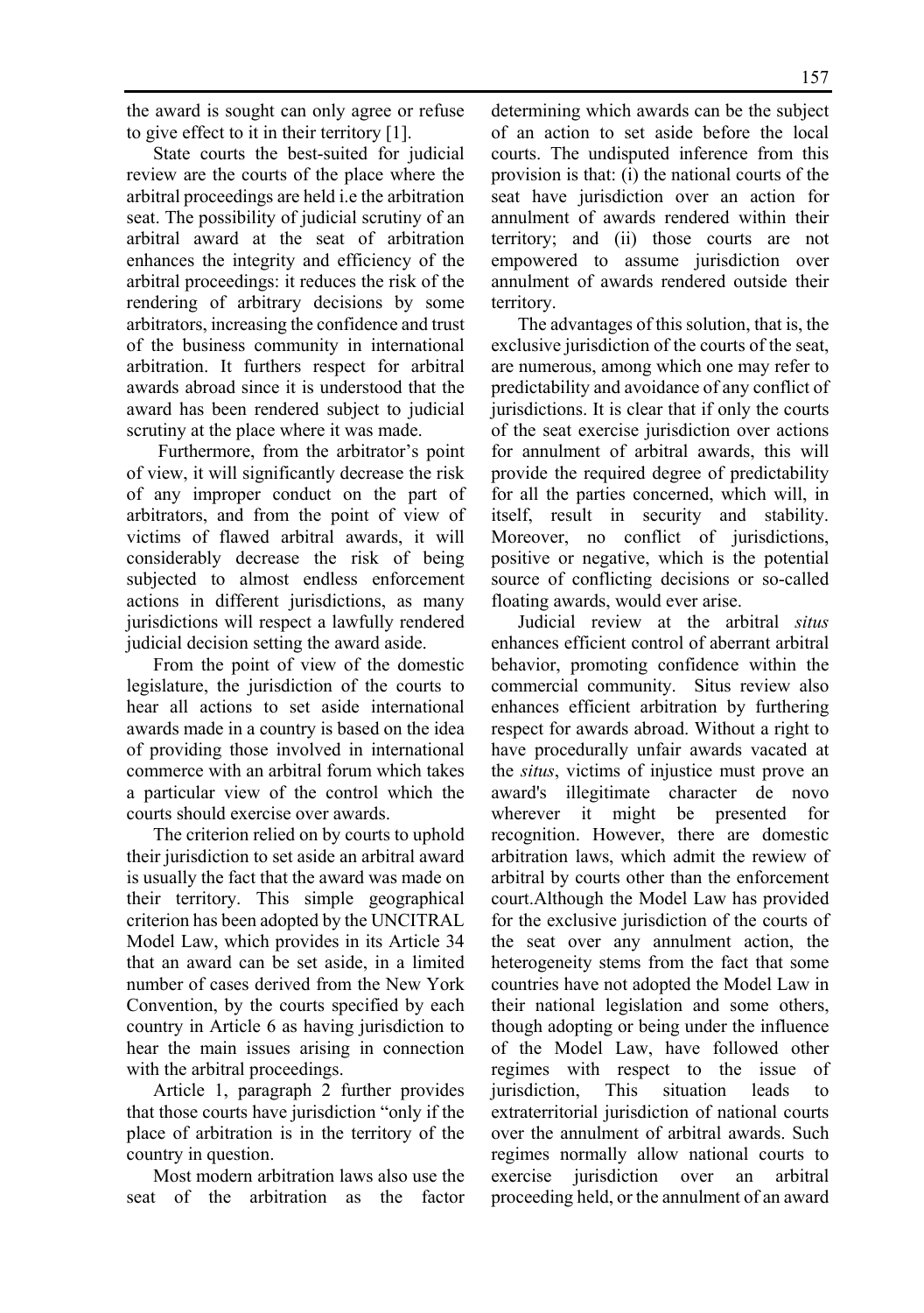the award is sought can only agree or refuse to give effect to it in their territory [1].

State courts the best-suited for judicial review are the courts of the place where the arbitral proceedings are held i.e the arbitration seat. The possibility of judicial scrutiny of an arbitral award at the seat of arbitration enhances the integrity and efficiency of the arbitral proceedings: it reduces the risk of the rendering of arbitrary decisions by some arbitrators, increasing the confidence and trust of the business community in international arbitration. It furthers respect for arbitral awards abroad since it is understood that the award has been rendered subject to judicial scrutiny at the place where it was made.

Furthermore, from the arbitrator's point of view, it will significantly decrease the risk of any improper conduct on the part of arbitrators, and from the point of view of victims of flawed arbitral awards, it will considerably decrease the risk of being subjected to almost endless enforcement actions in different jurisdictions, as many jurisdictions will respect a lawfully rendered judicial decision setting the award aside.

From the point of view of the domestic legislature, the jurisdiction of the courts to hear all actions to set aside international awards made in a country is based on the idea of providing those involved in international commerce with an arbitral forum which takes a particular view of the control which the courts should exercise over awards.

The criterion relied on by courts to uphold their jurisdiction to set aside an arbitral award is usually the fact that the award was made on their territory. This simple geographical criterion has been adopted by the UNCITRAL Model Law, which provides in its Article 34 that an award can be set aside, in a limited number of cases derived from the New York Convention, by the courts specified by each country in Article 6 as having jurisdiction to hear the main issues arising in connection with the arbitral proceedings.

Article 1, paragraph 2 further provides that those courts have jurisdiction "only if the place of arbitration is in the territory of the country in question.

Most modern arbitration laws also use the seat of the arbitration as the factor determining which awards can be the subject of an action to set aside before the local courts. The undisputed inference from this provision is that: (i) the national courts of the seat have jurisdiction over an action for annulment of awards rendered within their territory; and (ii) those courts are not empowered to assume jurisdiction over annulment of awards rendered outside their territory.

The advantages of this solution, that is, the exclusive jurisdiction of the courts of the seat, are numerous, among which one may refer to predictability and avoidance of any conflict of jurisdictions. It is clear that if only the courts of the seat exercise jurisdiction over actions for annulment of arbitral awards, this will provide the required degree of predictability for all the parties concerned, which will, in itself, result in security and stability. Moreover, no conflict of jurisdictions, positive or negative, which is the potential source of conflicting decisions or so-called floating awards, would ever arise.

Judicial review at the arbitral *situs* enhances efficient control of aberrant arbitral behavior, promoting confidence within the commercial community. Situs review also enhances efficient arbitration by furthering respect for awards abroad. Without a right to have procedurally unfair awards vacated at the *situs*, victims of injustice must prove an award's illegitimate character de novo wherever it might be presented for recognition. However, there are domestic arbitration laws, which admit the rewiew of arbitral by courts other than the enforcement court.Although the Model Law has provided for the exclusive jurisdiction of the courts of the seat over any annulment action, the heterogeneity stems from the fact that some countries have not adopted the Model Law in their national legislation and some others, though adopting or being under the influence of the Model Law, have followed other regimes with respect to the issue of jurisdiction, This situation leads to extraterritorial jurisdiction of national courts over the annulment of arbitral awards. Such regimes normally allow national courts to exercise jurisdiction over an arbitral proceeding held, or the annulment of an award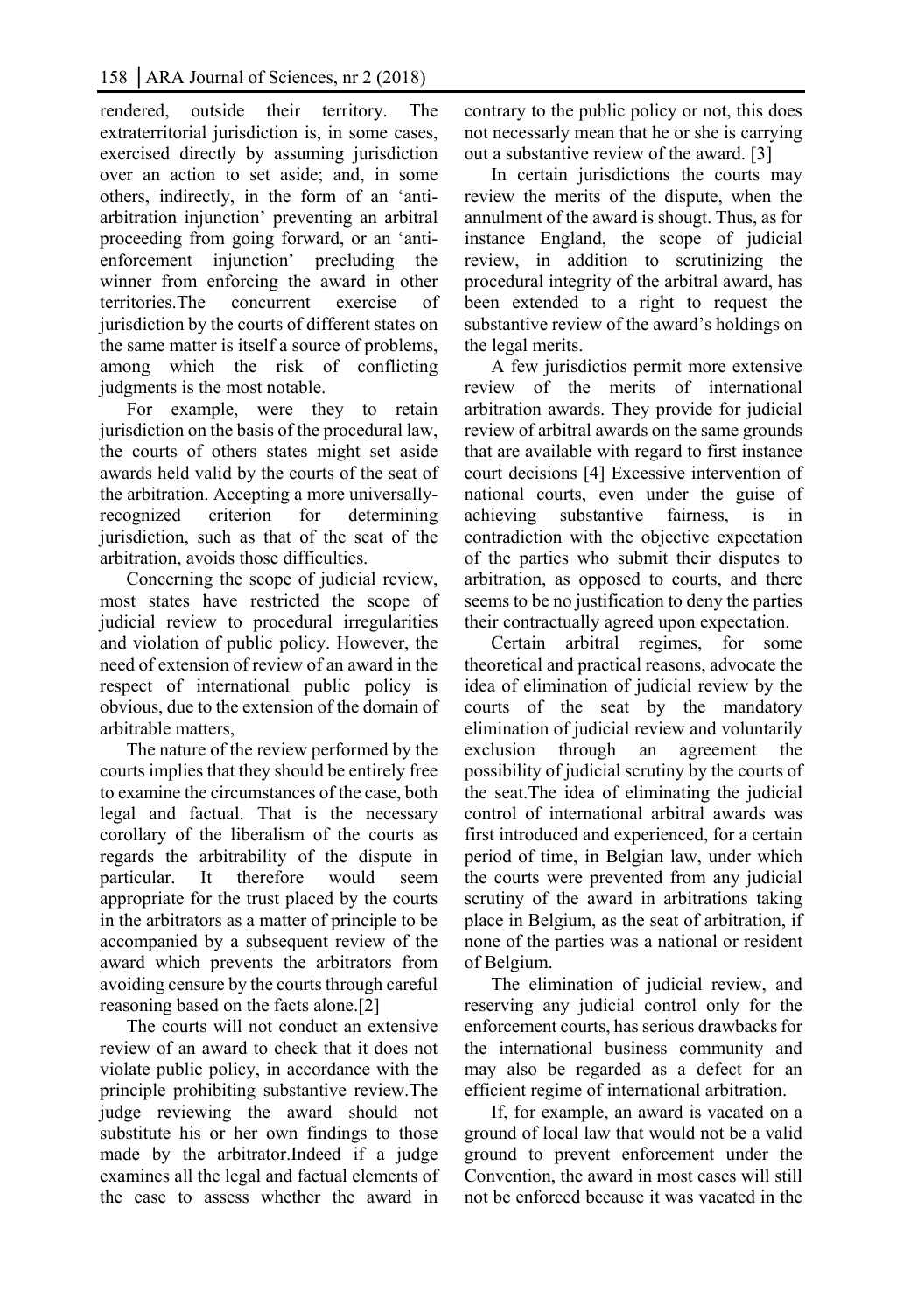rendered, outside their territory. The extraterritorial jurisdiction is, in some cases, exercised directly by assuming jurisdiction over an action to set aside; and, in some others, indirectly, in the form of an 'anti-arbitration injunction' preventing an arbitral proceeding from going forward, or an 'anti-enforcement injunction' precluding the winner from enforcing the award in other territories.The concurrent exercise of jurisdiction by the courts of different states on the same matter is itself a source of problems, among which the risk of conflicting judgments is the most notable.

For example, were they to retain jurisdiction on the basis of the procedural law, the courts of others states might set aside awards held valid by the courts of the seat of the arbitration. Accepting a more universally-recognized criterion for determining jurisdiction, such as that of the seat of the arbitration, avoids those difficulties.

Concerning the scope of judicial review, most states have restricted the scope of judicial review to procedural irregularities and violation of public policy. However, the need of extension of review of an award in the respect of international public policy is obvious, due to the extension of the domain of arbitrable matters,

The nature of the review performed by the courts implies that they should be entirely free to examine the circumstances of the case, both legal and factual. That is the necessary corollary of the liberalism of the courts as regards the arbitrability of the dispute in particular. It therefore would seem appropriate for the trust placed by the courts in the arbitrators as a matter of principle to be accompanied by a subsequent review of the award which prevents the arbitrators from avoiding censure by the courts through careful reasoning based on the facts alone.[2]

The courts will not conduct an extensive review of an award to check that it does not violate public policy, in accordance with the principle prohibiting substantive review.The judge reviewing the award should not substitute his or her own findings to those made by the arbitrator.Indeed if a judge examines all the legal and factual elements of the case to assess whether the award in contrary to the public policy or not, this does not necessarly mean that he or she is carrying out a substantive review of the award. [3]

In certain jurisdictions the courts may review the merits of the dispute, when the annulment of the award is shougt. Thus, as for instance England, the scope of judicial review, in addition to scrutinizing the procedural integrity of the arbitral award, has been extended to a right to request the substantive review of the award's holdings on the legal merits.

A few jurisdictios permit more extensive review of the merits of international arbitration awards. They provide for judicial review of arbitral awards on the same grounds that are available with regard to first instance court decisions [4] Excessive intervention of national courts, even under the guise of achieving substantive fairness, is in contradiction with the objective expectation of the parties who submit their disputes to arbitration, as opposed to courts, and there seems to be no justification to deny the parties their contractually agreed upon expectation.

Certain arbitral regimes, for some theoretical and practical reasons, advocate the idea of elimination of judicial review by the courts of the seat by the mandatory elimination of judicial review and voluntarily exclusion through an agreement the possibility of judicial scrutiny by the courts of the seat.The idea of eliminating the judicial control of international arbitral awards was first introduced and experienced, for a certain period of time, in Belgian law, under which the courts were prevented from any judicial scrutiny of the award in arbitrations taking place in Belgium, as the seat of arbitration, if none of the parties was a national or resident of Belgium.

The elimination of judicial review, and reserving any judicial control only for the enforcement courts, has serious drawbacks for the international business community and may also be regarded as a defect for an efficient regime of international arbitration.

If, for example, an award is vacated on a ground of local law that would not be a valid ground to prevent enforcement under the Convention, the award in most cases will still not be enforced because it was vacated in the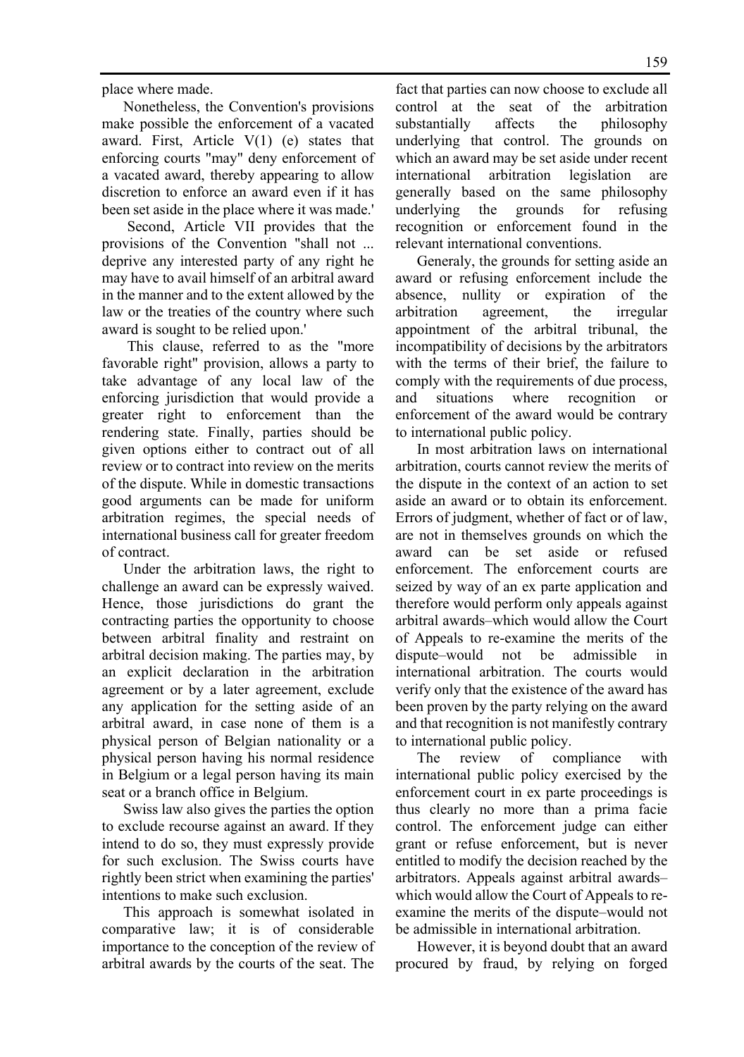place where made.

Nonetheless, the Convention's provisions make possible the enforcement of a vacated award. First, Article V(1) (e) states that enforcing courts "may" deny enforcement of a vacated award, thereby appearing to allow discretion to enforce an award even if it has been set aside in the place where it was made.'

Second, Article VII provides that the provisions of the Convention "shall not ... deprive any interested party of any right he may have to avail himself of an arbitral award in the manner and to the extent allowed by the law or the treaties of the country where such award is sought to be relied upon.'

This clause, referred to as the "more favorable right" provision, allows a party to take advantage of any local law of the enforcing jurisdiction that would provide a greater right to enforcement than the rendering state. Finally, parties should be given options either to contract out of all review or to contract into review on the merits of the dispute. While in domestic transactions good arguments can be made for uniform arbitration regimes, the special needs of international business call for greater freedom of contract.

Under the arbitration laws, the right to challenge an award can be expressly waived. Hence, those jurisdictions do grant the contracting parties the opportunity to choose between arbitral finality and restraint on arbitral decision making. The parties may, by an explicit declaration in the arbitration agreement or by a later agreement, exclude any application for the setting aside of an arbitral award, in case none of them is a physical person of Belgian nationality or a physical person having his normal residence in Belgium or a legal person having its main seat or a branch office in Belgium.

Swiss law also gives the parties the option to exclude recourse against an award. If they intend to do so, they must expressly provide for such exclusion. The Swiss courts have rightly been strict when examining the parties' intentions to make such exclusion.

This approach is somewhat isolated in comparative law; it is of considerable importance to the conception of the review of arbitral awards by the courts of the seat. The fact that parties can now choose to exclude all control at the seat of the arbitration substantially affects the philosophy underlying that control. The grounds on which an award may be set aside under recent international arbitration legislation are generally based on the same philosophy underlying the grounds for refusing recognition or enforcement found in the relevant international conventions.

Generaly, the grounds for setting aside an award or refusing enforcement include the absence, nullity or expiration of the arbitration agreement, the irregular appointment of the arbitral tribunal, the incompatibility of decisions by the arbitrators with the terms of their brief, the failure to comply with the requirements of due process, and situations where recognition or enforcement of the award would be contrary to international public policy.

In most arbitration laws on international arbitration, courts cannot review the merits of the dispute in the context of an action to set aside an award or to obtain its enforcement. Errors of judgment, whether of fact or of law, are not in themselves grounds on which the award can be set aside or refused enforcement. The enforcement courts are seized by way of an ex parte application and therefore would perform only appeals against arbitral awards–which would allow the Court of Appeals to re-examine the merits of the dispute–would not be admissible in international arbitration. The courts would verify only that the existence of the award has been proven by the party relying on the award and that recognition is not manifestly contrary to international public policy.

The review of compliance with international public policy exercised by the enforcement court in ex parte proceedings is thus clearly no more than a prima facie control. The enforcement judge can either grant or refuse enforcement, but is never entitled to modify the decision reached by the arbitrators. Appeals against arbitral awards–which would allow the Court of Appeals to re-examine the merits of the dispute–would not be admissible in international arbitration.

However, it is beyond doubt that an award procured by fraud, by relying on forged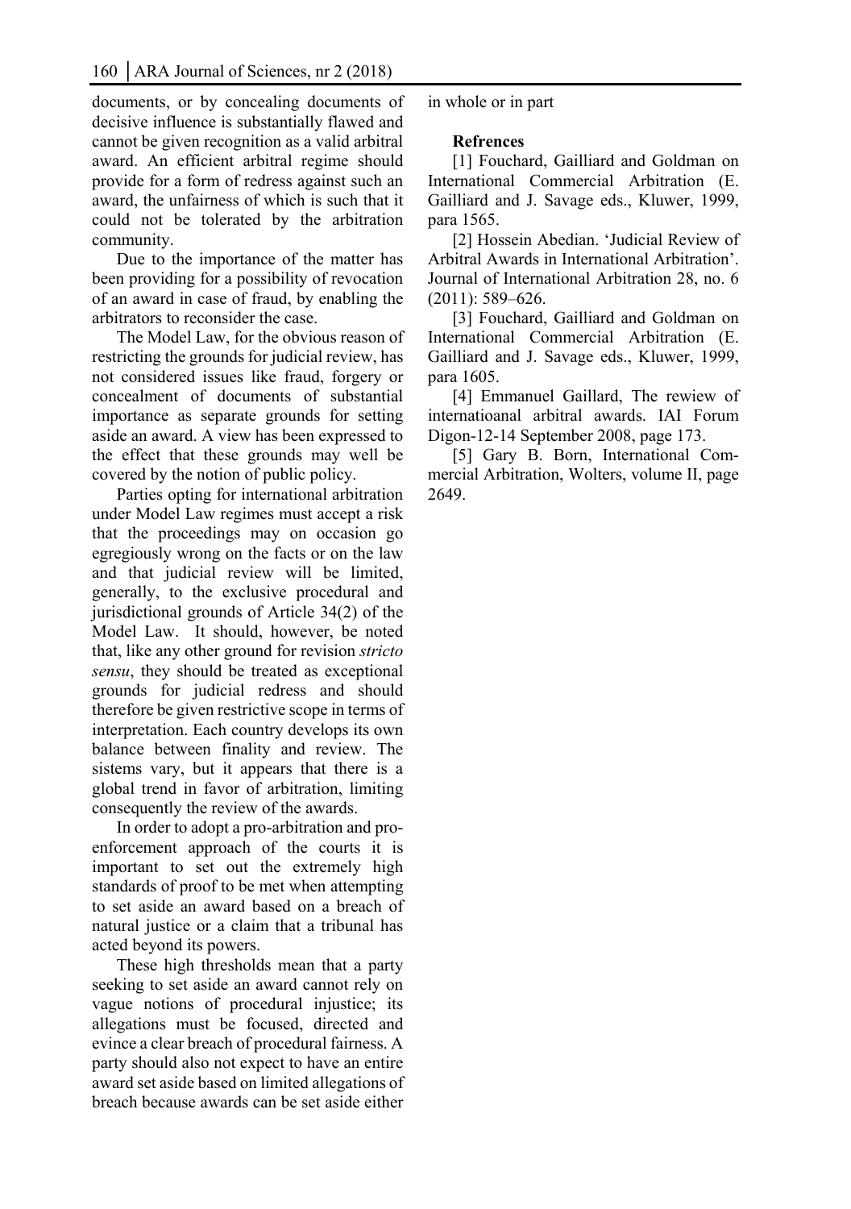documents, or by concealing documents of decisive influence is substantially flawed and cannot be given recognition as a valid arbitral award. An efficient arbitral regime should provide for a form of redress against such an award, the unfairness of which is such that it could not be tolerated by the arbitration community.

Due to the importance of the matter has been providing for a possibility of revocation of an award in case of fraud, by enabling the arbitrators to reconsider the case.

The Model Law, for the obvious reason of restricting the grounds for judicial review, has not considered issues like fraud, forgery or concealment of documents of substantial importance as separate grounds for setting aside an award. A view has been expressed to the effect that these grounds may well be covered by the notion of public policy.

Parties opting for international arbitration under Model Law regimes must accept a risk that the proceedings may on occasion go egregiously wrong on the facts or on the law and that judicial review will be limited, generally, to the exclusive procedural and jurisdictional grounds of Article 34(2) of the Model Law. It should, however, be noted that, like any other ground for revision *stricto sensu*, they should be treated as exceptional grounds for judicial redress and should therefore be given restrictive scope in terms of interpretation. Each country develops its own balance between finality and review. The sistems vary, but it appears that there is a global trend in favor of arbitration, limiting consequently the review of the awards.

In order to adopt a pro-arbitration and pro-enforcement approach of the courts it is important to set out the extremely high standards of proof to be met when attempting to set aside an award based on a breach of natural justice or a claim that a tribunal has acted beyond its powers.

These high thresholds mean that a party seeking to set aside an award cannot rely on vague notions of procedural injustice; its allegations must be focused, directed and evince a clear breach of procedural fairness. A party should also not expect to have an entire award set aside based on limited allegations of breach because awards can be set aside either in whole or in part

**Refrences**

[1] Fouchard, Gailliard and Goldman on International Commercial Arbitration (E. Gailliard and J. Savage eds., Kluwer, 1999, para 1565.

[2] Hossein Abedian. 'Judicial Review of Arbitral Awards in International Arbitration'. Journal of International Arbitration 28, no. 6 (2011): 589–626.

[3] Fouchard, Gailliard and Goldman on International Commercial Arbitration (E. Gailliard and J. Savage eds., Kluwer, 1999, para 1605.

[4] Emmanuel Gaillard, The rewiew of internatioanal arbitral awards. IAI Forum Digon-12-14 September 2008, page 173.

[5] Gary B. Born, International Commercial Arbitration, Wolters, volume II, page 2649.